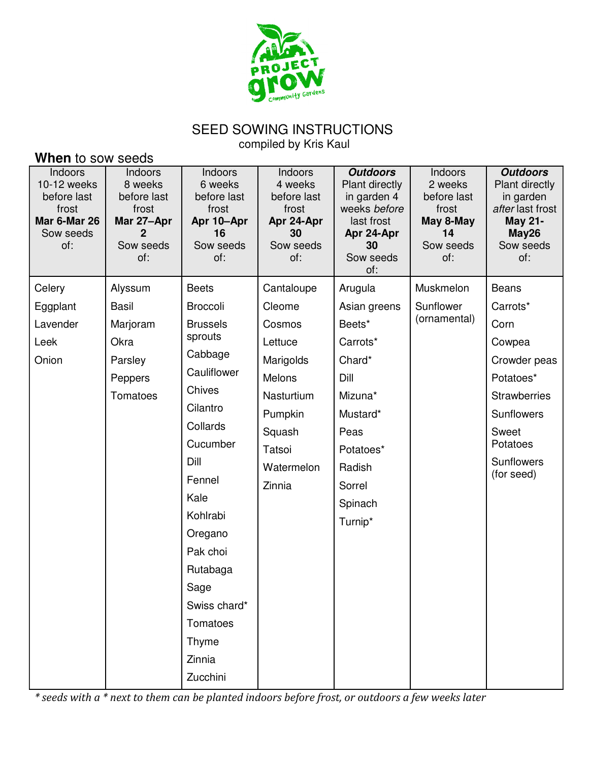# SEED SOWING INSTRUCTIONS

compiled by Kris Kaul

## **When** to sow seeds

| Indoors 10-12 weeks before last frost **Mar 6-Mar 26** Sow seeds of: | Indoors 8 weeks before last frost **Mar 27–Apr 2** Sow seeds of: | Indoors 6 weeks before last frost **Apr 10–Apr 16** Sow seeds of: | Indoors 4 weeks before last frost **Apr 24-Apr 30** Sow seeds of: | ***Outdoors*** Plant directly in garden 4 weeks *before* last frost **Apr 24-Apr 30** Sow seeds of: | Indoors 2 weeks before last frost **May 8-May 14** Sow seeds of: | ***Outdoors*** Plant directly in garden *after* last frost **May 21-May26** Sow seeds of: |
|---|---|---|---|---|---|---|
| Celery | Alyssum | Beets | Cantaloupe | Arugula | Muskmelon | Beans |
| Eggplant | Basil | Broccoli | Cleome | Asian greens | Sunflower (ornamental) | Carrots* |
| Lavender | Marjoram | Brussels sprouts | Cosmos | Beets* | | Corn |
| Leek | Okra | Cabbage | Lettuce | Carrots* | | Cowpea |
| Onion | Parsley | Cauliflower | Marigolds | Chard* | | Crowder peas |
| | Peppers | Chives | Melons | Dill | | Potatoes* |
| | Tomatoes | Cilantro | Nasturtium | Mizuna* | | Strawberries |
| | | Collards | Pumpkin | Mustard* | | Sunflowers |
| | | Cucumber | Squash | Peas | | Sweet Potatoes |
| | | Dill | Tatsoi | Potatoes* | | Sunflowers (for seed) |
| | | Fennel | Watermelon | Radish | | |
| | | Kale | Zinnia | Sorrel | | |
| | | Kohlrabi | | Spinach | | |
| | | Oregano | | Turnip* | | |
| | | Pak choi | | | | |
| | | Rutabaga | | | | |
| | | Sage | | | | |
| | | Swiss chard* | | | | |
| | | Tomatoes | | | | |
| | | Thyme | | | | |
| | | Zinnia | | | | |
| | | Zucchini | | | | |

*\* seeds with a \* next to them can be planted indoors before frost, or outdoors a few weeks later*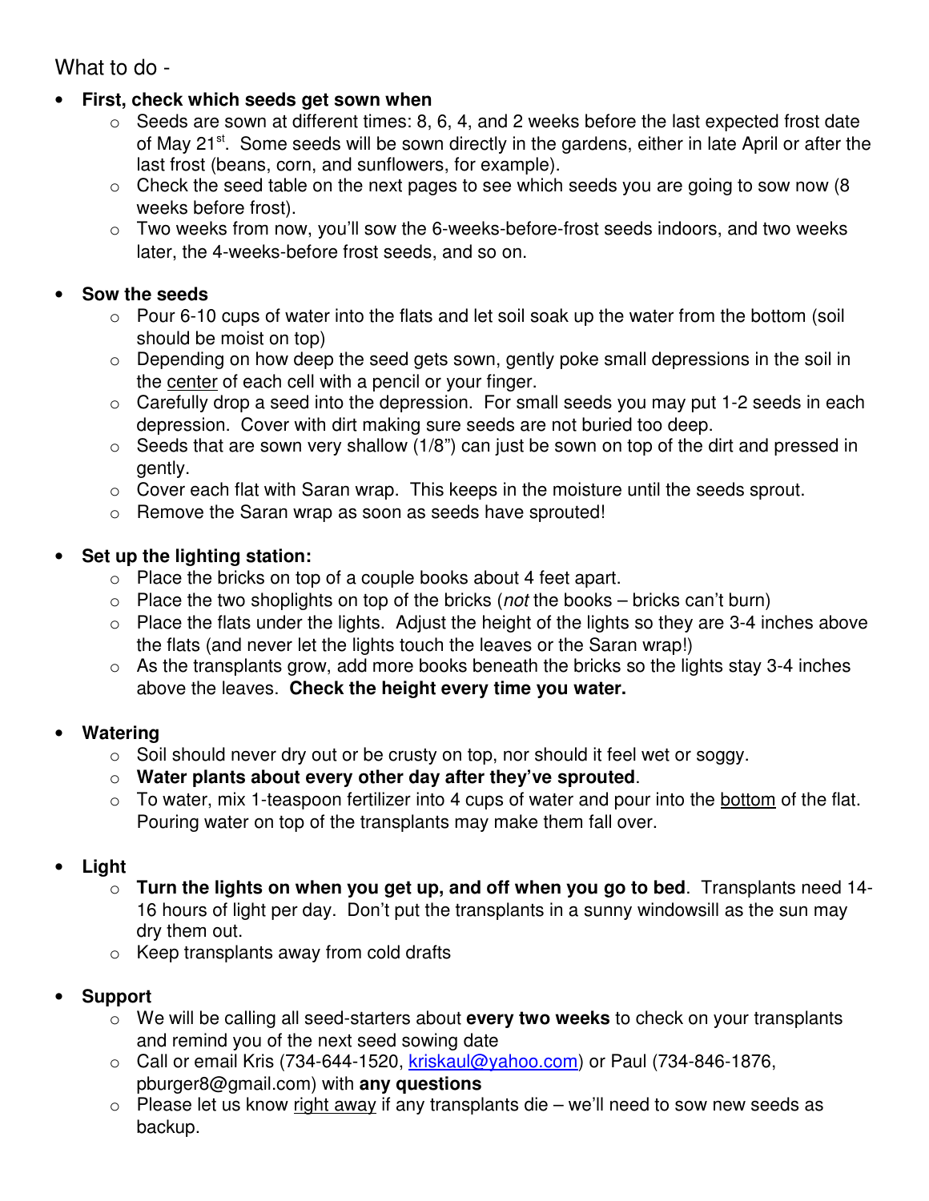What to do -

- **First, check which seeds get sown when**
  - Seeds are sown at different times: 8, 6, 4, and 2 weeks before the last expected frost date of May 21st. Some seeds will be sown directly in the gardens, either in late April or after the last frost (beans, corn, and sunflowers, for example).
  - Check the seed table on the next pages to see which seeds you are going to sow now (8 weeks before frost).
  - Two weeks from now, you'll sow the 6-weeks-before-frost seeds indoors, and two weeks later, the 4-weeks-before frost seeds, and so on.

- **Sow the seeds**
  - Pour 6-10 cups of water into the flats and let soil soak up the water from the bottom (soil should be moist on top)
  - Depending on how deep the seed gets sown, gently poke small depressions in the soil in the center of each cell with a pencil or your finger.
  - Carefully drop a seed into the depression. For small seeds you may put 1-2 seeds in each depression. Cover with dirt making sure seeds are not buried too deep.
  - Seeds that are sown very shallow (1/8") can just be sown on top of the dirt and pressed in gently.
  - Cover each flat with Saran wrap. This keeps in the moisture until the seeds sprout.
  - Remove the Saran wrap as soon as seeds have sprouted!

- **Set up the lighting station:**
  - Place the bricks on top of a couple books about 4 feet apart.
  - Place the two shoplights on top of the bricks (*not* the books – bricks can't burn)
  - Place the flats under the lights. Adjust the height of the lights so they are 3-4 inches above the flats (and never let the lights touch the leaves or the Saran wrap!)
  - As the transplants grow, add more books beneath the bricks so the lights stay 3-4 inches above the leaves. **Check the height every time you water.**

- **Watering**
  - Soil should never dry out or be crusty on top, nor should it feel wet or soggy.
  - **Water plants about every other day after they've sprouted**.
  - To water, mix 1-teaspoon fertilizer into 4 cups of water and pour into the bottom of the flat. Pouring water on top of the transplants may make them fall over.

- **Light**
  - **Turn the lights on when you get up, and off when you go to bed**. Transplants need 14-16 hours of light per day. Don't put the transplants in a sunny windowsill as the sun may dry them out.
  - Keep transplants away from cold drafts

- **Support**
  - We will be calling all seed-starters about **every two weeks** to check on your transplants and remind you of the next seed sowing date
  - Call or email Kris (734-644-1520, kriskaul@yahoo.com) or Paul (734-846-1876, pburger8@gmail.com) with **any questions**
  - Please let us know right away if any transplants die – we'll need to sow new seeds as backup.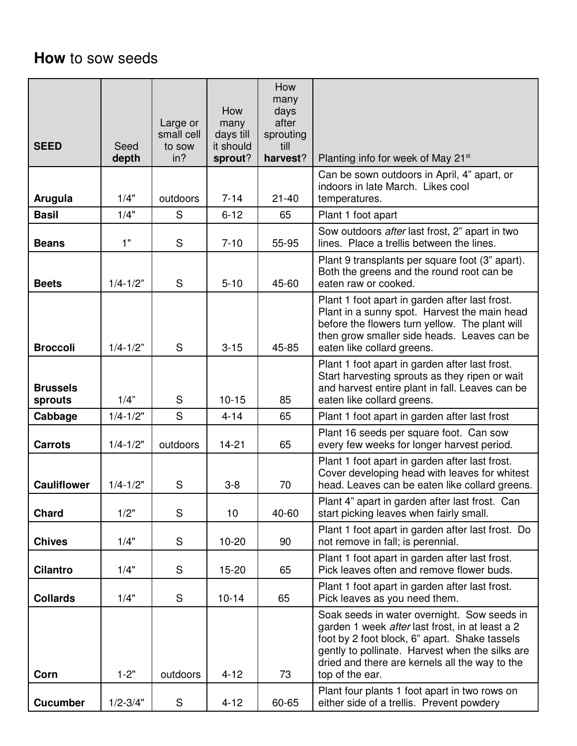**How** to sow seeds

| SEED | Seed **depth** | Large or small cell to sow in? | How many days till it should **sprout**? | How many days after sprouting till **harvest**? | Planting info for week of May 21st |
|---|---|---|---|---|---|
| **Arugula** | 1/4" | outdoors | 7-14 | 21-40 | Can be sown outdoors in April, 4" apart, or indoors in late March. Likes cool temperatures. |
| **Basil** | 1/4" | S | 6-12 | 65 | Plant 1 foot apart |
| **Beans** | 1" | S | 7-10 | 55-95 | Sow outdoors *after* last frost, 2" apart in two lines. Place a trellis between the lines. |
| **Beets** | 1/4-1/2" | S | 5-10 | 45-60 | Plant 9 transplants per square foot (3" apart). Both the greens and the round root can be eaten raw or cooked. |
| **Broccoli** | 1/4-1/2" | S | 3-15 | 45-85 | Plant 1 foot apart in garden after last frost. Plant in a sunny spot. Harvest the main head before the flowers turn yellow. The plant will then grow smaller side heads. Leaves can be eaten like collard greens. |
| **Brussels sprouts** | 1/4" | S | 10-15 | 85 | Plant 1 foot apart in garden after last frost. Start harvesting sprouts as they ripen or wait and harvest entire plant in fall. Leaves can be eaten like collard greens. |
| **Cabbage** | 1/4-1/2" | S | 4-14 | 65 | Plant 1 foot apart in garden after last frost |
| **Carrots** | 1/4-1/2" | outdoors | 14-21 | 65 | Plant 16 seeds per square foot. Can sow every few weeks for longer harvest period. |
| **Cauliflower** | 1/4-1/2" | S | 3-8 | 70 | Plant 1 foot apart in garden after last frost. Cover developing head with leaves for whitest head. Leaves can be eaten like collard greens. |
| **Chard** | 1/2" | S | 10 | 40-60 | Plant 4" apart in garden after last frost. Can start picking leaves when fairly small. |
| **Chives** | 1/4" | S | 10-20 | 90 | Plant 1 foot apart in garden after last frost. Do not remove in fall; is perennial. |
| **Cilantro** | 1/4" | S | 15-20 | 65 | Plant 1 foot apart in garden after last frost. Pick leaves often and remove flower buds. |
| **Collards** | 1/4" | S | 10-14 | 65 | Plant 1 foot apart in garden after last frost. Pick leaves as you need them. |
| **Corn** | 1-2" | outdoors | 4-12 | 73 | Soak seeds in water overnight. Sow seeds in garden 1 week *after* last frost, in at least a 2 foot by 2 foot block, 6" apart. Shake tassels gently to pollinate. Harvest when the silks are dried and there are kernels all the way to the top of the ear. |
| **Cucumber** | 1/2-3/4" | S | 4-12 | 60-65 | Plant four plants 1 foot apart in two rows on either side of a trellis. Prevent powdery |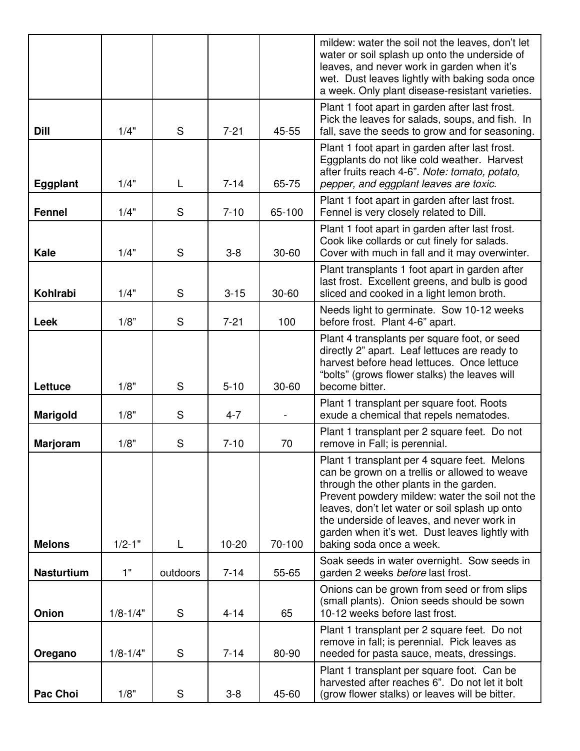| | | | | | |
|---|---|---|---|---|---|
| | | | | | mildew: water the soil not the leaves, don't let water or soil splash up onto the underside of leaves, and never work in garden when it's wet. Dust leaves lightly with baking soda once a week. Only plant disease-resistant varieties. |
| **Dill** | 1/4" | S | 7-21 | 45-55 | Plant 1 foot apart in garden after last frost. Pick the leaves for salads, soups, and fish. In fall, save the seeds to grow and for seasoning. |
| **Eggplant** | 1/4" | L | 7-14 | 65-75 | Plant 1 foot apart in garden after last frost. Eggplants do not like cold weather. Harvest after fruits reach 4-6". *Note: tomato, potato, pepper, and eggplant leaves are toxic.* |
| **Fennel** | 1/4" | S | 7-10 | 65-100 | Plant 1 foot apart in garden after last frost. Fennel is very closely related to Dill. |
| **Kale** | 1/4" | S | 3-8 | 30-60 | Plant 1 foot apart in garden after last frost. Cook like collards or cut finely for salads. Cover with much in fall and it may overwinter. |
| **Kohlrabi** | 1/4" | S | 3-15 | 30-60 | Plant transplants 1 foot apart in garden after last frost. Excellent greens, and bulb is good sliced and cooked in a light lemon broth. |
| **Leek** | 1/8" | S | 7-21 | 100 | Needs light to germinate. Sow 10-12 weeks before frost. Plant 4-6" apart. |
| **Lettuce** | 1/8" | S | 5-10 | 30-60 | Plant 4 transplants per square foot, or seed directly 2" apart. Leaf lettuces are ready to harvest before head lettuces. Once lettuce "bolts" (grows flower stalks) the leaves will become bitter. |
| **Marigold** | 1/8" | S | 4-7 | - | Plant 1 transplant per square foot. Roots exude a chemical that repels nematodes. |
| **Marjoram** | 1/8" | S | 7-10 | 70 | Plant 1 transplant per 2 square feet. Do not remove in Fall; is perennial. |
| **Melons** | 1/2-1" | L | 10-20 | 70-100 | Plant 1 transplant per 4 square feet. Melons can be grown on a trellis or allowed to weave through the other plants in the garden. Prevent powdery mildew: water the soil not the leaves, don't let water or soil splash up onto the underside of leaves, and never work in garden when it's wet. Dust leaves lightly with baking soda once a week. |
| **Nasturtium** | 1" | outdoors | 7-14 | 55-65 | Soak seeds in water overnight. Sow seeds in garden 2 weeks *before* last frost. |
| **Onion** | 1/8-1/4" | S | 4-14 | 65 | Onions can be grown from seed or from slips (small plants). Onion seeds should be sown 10-12 weeks before last frost. |
| **Oregano** | 1/8-1/4" | S | 7-14 | 80-90 | Plant 1 transplant per 2 square feet. Do not remove in fall; is perennial. Pick leaves as needed for pasta sauce, meats, dressings. |
| **Pac Choi** | 1/8" | S | 3-8 | 45-60 | Plant 1 transplant per square foot. Can be harvested after reaches 6". Do not let it bolt (grow flower stalks) or leaves will be bitter. |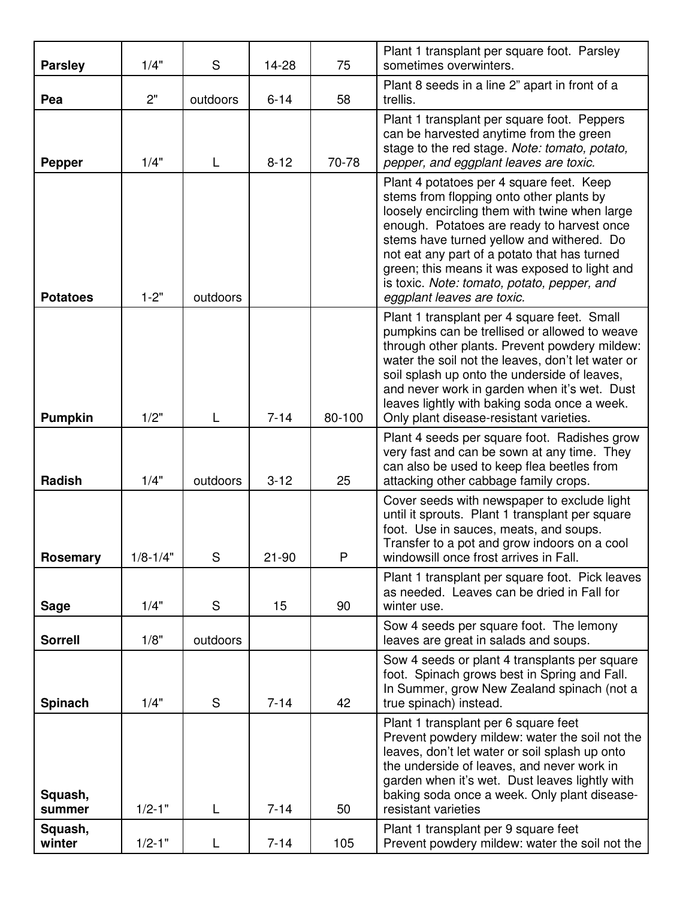| | | | | | |
|---|---|---|---|---|---|
| **Parsley** | 1/4" | S | 14-28 | 75 | Plant 1 transplant per square foot. Parsley sometimes overwinters. |
| **Pea** | 2" | outdoors | 6-14 | 58 | Plant 8 seeds in a line 2" apart in front of a trellis. |
| **Pepper** | 1/4" | L | 8-12 | 70-78 | Plant 1 transplant per square foot. Peppers can be harvested anytime from the green stage to the red stage. *Note: tomato, potato, pepper, and eggplant leaves are toxic.* |
| **Potatoes** | 1-2" | outdoors | | | Plant 4 potatoes per 4 square feet. Keep stems from flopping onto other plants by loosely encircling them with twine when large enough. Potatoes are ready to harvest once stems have turned yellow and withered. Do not eat any part of a potato that has turned green; this means it was exposed to light and is toxic. *Note: tomato, potato, pepper, and eggplant leaves are toxic.* |
| **Pumpkin** | 1/2" | L | 7-14 | 80-100 | Plant 1 transplant per 4 square feet. Small pumpkins can be trellised or allowed to weave through other plants. Prevent powdery mildew: water the soil not the leaves, don't let water or soil splash up onto the underside of leaves, and never work in garden when it's wet. Dust leaves lightly with baking soda once a week. Only plant disease-resistant varieties. |
| **Radish** | 1/4" | outdoors | 3-12 | 25 | Plant 4 seeds per square foot. Radishes grow very fast and can be sown at any time. They can also be used to keep flea beetles from attacking other cabbage family crops. |
| **Rosemary** | 1/8-1/4" | S | 21-90 | P | Cover seeds with newspaper to exclude light until it sprouts. Plant 1 transplant per square foot. Use in sauces, meats, and soups. Transfer to a pot and grow indoors on a cool windowsill once frost arrives in Fall. |
| **Sage** | 1/4" | S | 15 | 90 | Plant 1 transplant per square foot. Pick leaves as needed. Leaves can be dried in Fall for winter use. |
| **Sorrell** | 1/8" | outdoors | | | Sow 4 seeds per square foot. The lemony leaves are great in salads and soups. |
| **Spinach** | 1/4" | S | 7-14 | 42 | Sow 4 seeds or plant 4 transplants per square foot. Spinach grows best in Spring and Fall. In Summer, grow New Zealand spinach (not a true spinach) instead. |
| **Squash, summer** | 1/2-1" | L | 7-14 | 50 | Plant 1 transplant per 6 square feet Prevent powdery mildew: water the soil not the leaves, don't let water or soil splash up onto the underside of leaves, and never work in garden when it's wet. Dust leaves lightly with baking soda once a week. Only plant disease-resistant varieties |
| **Squash, winter** | 1/2-1" | L | 7-14 | 105 | Plant 1 transplant per 9 square feet Prevent powdery mildew: water the soil not the |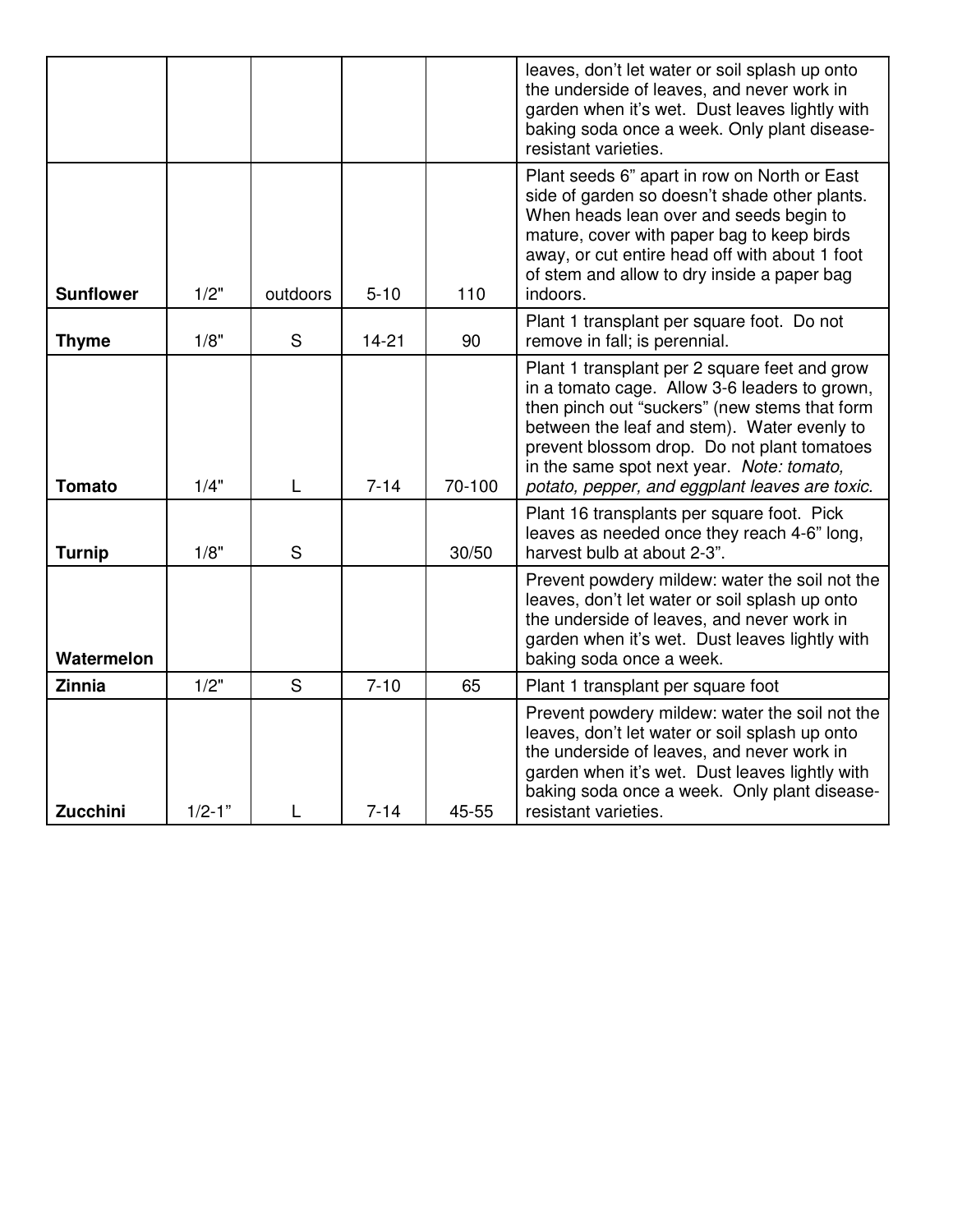| | | | | | |
|---|---|---|---|---|---|
| | | | | | leaves, don't let water or soil splash up onto the underside of leaves, and never work in garden when it's wet. Dust leaves lightly with baking soda once a week. Only plant disease-resistant varieties. |
| **Sunflower** | 1/2" | outdoors | 5-10 | 110 | Plant seeds 6" apart in row on North or East side of garden so doesn't shade other plants. When heads lean over and seeds begin to mature, cover with paper bag to keep birds away, or cut entire head off with about 1 foot of stem and allow to dry inside a paper bag indoors. |
| **Thyme** | 1/8" | S | 14-21 | 90 | Plant 1 transplant per square foot. Do not remove in fall; is perennial. |
| **Tomato** | 1/4" | L | 7-14 | 70-100 | Plant 1 transplant per 2 square feet and grow in a tomato cage. Allow 3-6 leaders to grown, then pinch out "suckers" (new stems that form between the leaf and stem). Water evenly to prevent blossom drop. Do not plant tomatoes in the same spot next year. *Note: tomato, potato, pepper, and eggplant leaves are toxic.* |
| **Turnip** | 1/8" | S | | 30/50 | Plant 16 transplants per square foot. Pick leaves as needed once they reach 4-6" long, harvest bulb at about 2-3". |
| **Watermelon** | | | | | Prevent powdery mildew: water the soil not the leaves, don't let water or soil splash up onto the underside of leaves, and never work in garden when it's wet. Dust leaves lightly with baking soda once a week. |
| **Zinnia** | 1/2" | S | 7-10 | 65 | Plant 1 transplant per square foot |
| **Zucchini** | 1/2-1" | L | 7-14 | 45-55 | Prevent powdery mildew: water the soil not the leaves, don't let water or soil splash up onto the underside of leaves, and never work in garden when it's wet. Dust leaves lightly with baking soda once a week. Only plant disease-resistant varieties. |